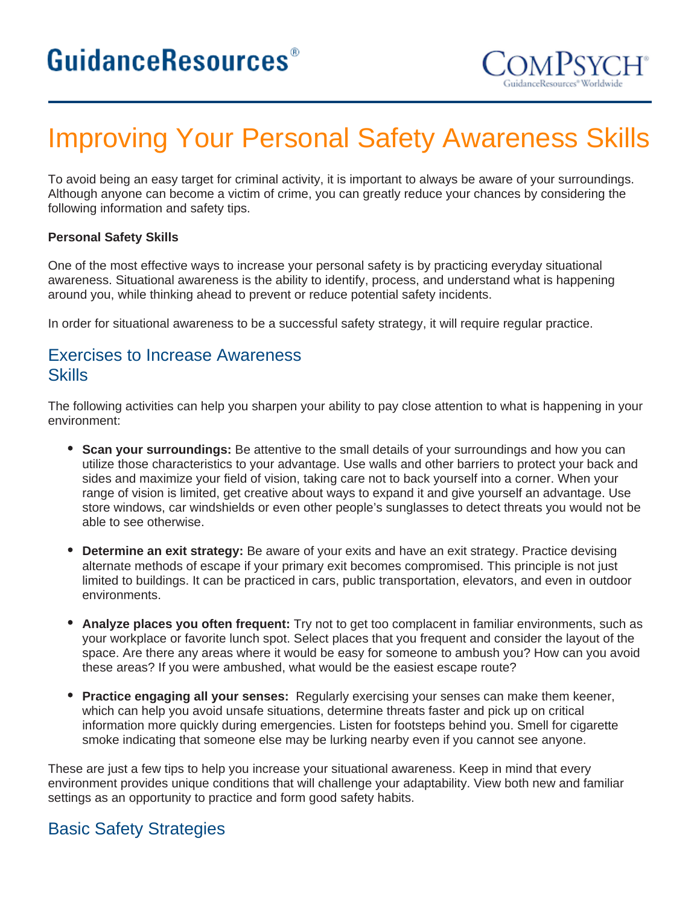# Improving Your Personal Safety Awareness Skills

To avoid being an easy target for criminal activity, it is important to always be aware of your surroundings. Although anyone can become a victim of crime, you can greatly reduce your chances by considering the following information and safety tips.

**Personal Safety Skills**

One of the most effective ways to increase your personal safety is by practicing everyday situational awareness. Situational awareness is the ability to identify, process, and understand what is happening around you, while thinking ahead to prevent or reduce potential safety incidents.

In order for situational awareness to be a successful safety strategy, it will require regular practice.

## Exercises to Increase Awareness Skills

The following activities can help you sharpen your ability to pay close attention to what is happening in your environment:

- **Scan your surroundings:** Be attentive to the small details of your surroundings and how you can utilize those characteristics to your advantage. Use walls and other barriers to protect your back and sides and maximize your field of vision, taking care not to back yourself into a corner. When your range of vision is limited, get creative about ways to expand it and give yourself an advantage. Use store windows, car windshields or even other people's sunglasses to detect threats you would not be able to see otherwise.

- **Determine an exit strategy:** Be aware of your exits and have an exit strategy. Practice devising alternate methods of escape if your primary exit becomes compromised. This principle is not just limited to buildings. It can be practiced in cars, public transportation, elevators, and even in outdoor environments.

- **Analyze places you often frequent:** Try not to get too complacent in familiar environments, such as your workplace or favorite lunch spot. Select places that you frequent and consider the layout of the space. Are there any areas where it would be easy for someone to ambush you? How can you avoid these areas? If you were ambushed, what would be the easiest escape route?

- **Practice engaging all your senses:** Regularly exercising your senses can make them keener, which can help you avoid unsafe situations, determine threats faster and pick up on critical information more quickly during emergencies. Listen for footsteps behind you. Smell for cigarette smoke indicating that someone else may be lurking nearby even if you cannot see anyone.

These are just a few tips to help you increase your situational awareness. Keep in mind that every environment provides unique conditions that will challenge your adaptability. View both new and familiar settings as an opportunity to practice and form good safety habits.

## Basic Safety Strategies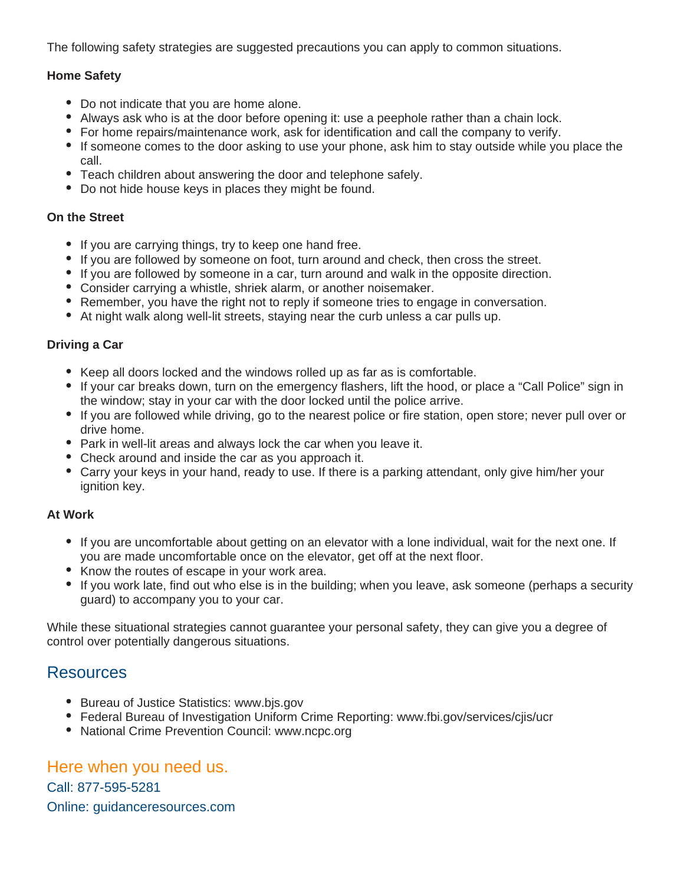The following safety strategies are suggested precautions you can apply to common situations.

**Home Safety**

- Do not indicate that you are home alone.
- Always ask who is at the door before opening it: use a peephole rather than a chain lock.
- For home repairs/maintenance work, ask for identification and call the company to verify.
- If someone comes to the door asking to use your phone, ask him to stay outside while you place the call.
- Teach children about answering the door and telephone safely.
- Do not hide house keys in places they might be found.

**On the Street**

- If you are carrying things, try to keep one hand free.
- If you are followed by someone on foot, turn around and check, then cross the street.
- If you are followed by someone in a car, turn around and walk in the opposite direction.
- Consider carrying a whistle, shriek alarm, or another noisemaker.
- Remember, you have the right not to reply if someone tries to engage in conversation.
- At night walk along well-lit streets, staying near the curb unless a car pulls up.

**Driving a Car**

- Keep all doors locked and the windows rolled up as far as is comfortable.
- If your car breaks down, turn on the emergency flashers, lift the hood, or place a “Call Police” sign in the window; stay in your car with the door locked until the police arrive.
- If you are followed while driving, go to the nearest police or fire station, open store; never pull over or drive home.
- Park in well-lit areas and always lock the car when you leave it.
- Check around and inside the car as you approach it.
- Carry your keys in your hand, ready to use. If there is a parking attendant, only give him/her your ignition key.

**At Work**

- If you are uncomfortable about getting on an elevator with a lone individual, wait for the next one. If you are made uncomfortable once on the elevator, get off at the next floor.
- Know the routes of escape in your work area.
- If you work late, find out who else is in the building; when you leave, ask someone (perhaps a security guard) to accompany you to your car.

While these situational strategies cannot guarantee your personal safety, they can give you a degree of control over potentially dangerous situations.

## Resources

- Bureau of Justice Statistics: www.bjs.gov
- Federal Bureau of Investigation Uniform Crime Reporting: www.fbi.gov/services/cjis/ucr
- National Crime Prevention Council: www.ncpc.org

## Here when you need us.

Call: 877-595-5281

Online: guidanceresources.com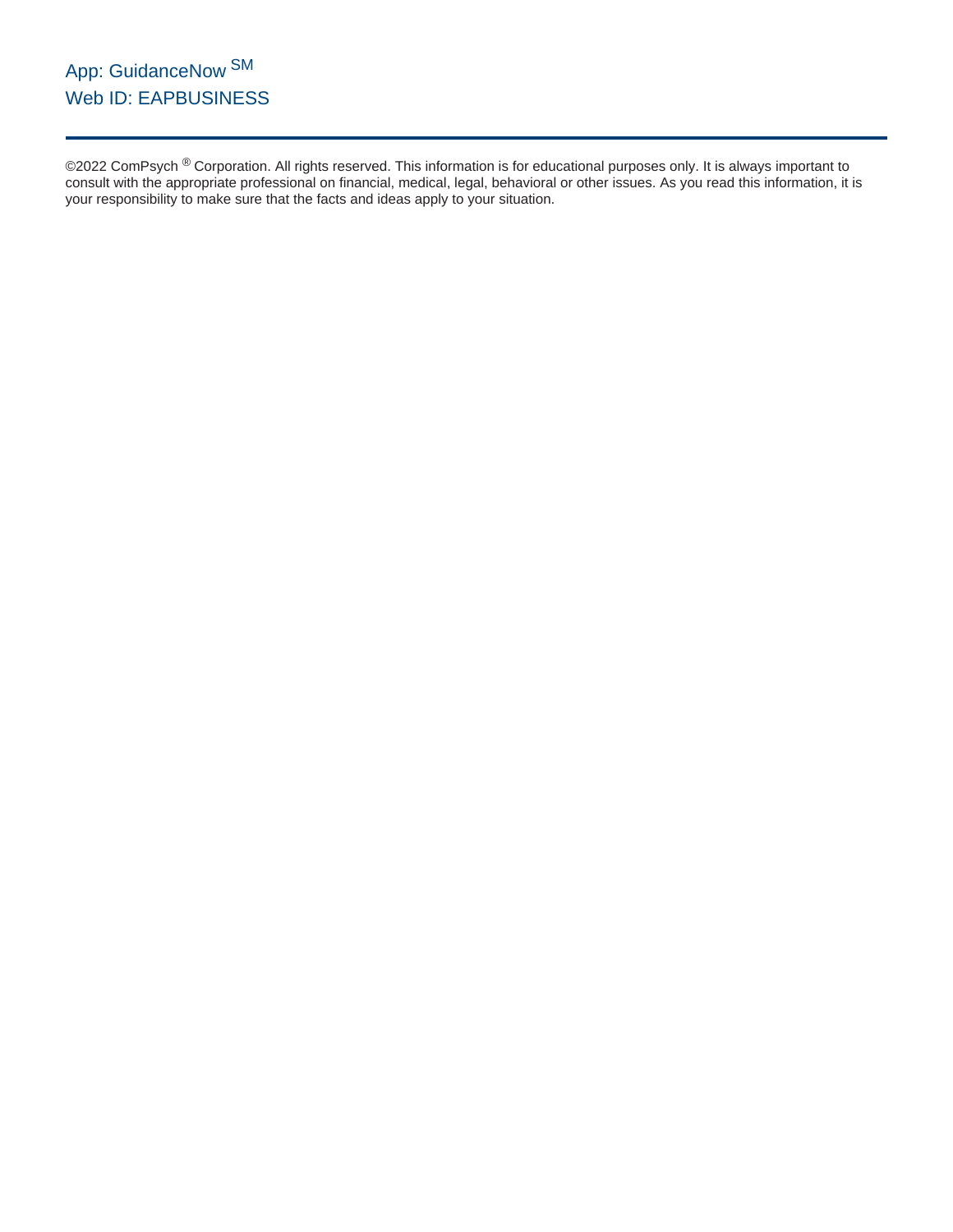App: GuidanceNow SM
Web ID: EAPBUSINESS

---

©2022 ComPsych ® Corporation. All rights reserved. This information is for educational purposes only. It is always important to consult with the appropriate professional on financial, medical, legal, behavioral or other issues. As you read this information, it is your responsibility to make sure that the facts and ideas apply to your situation.